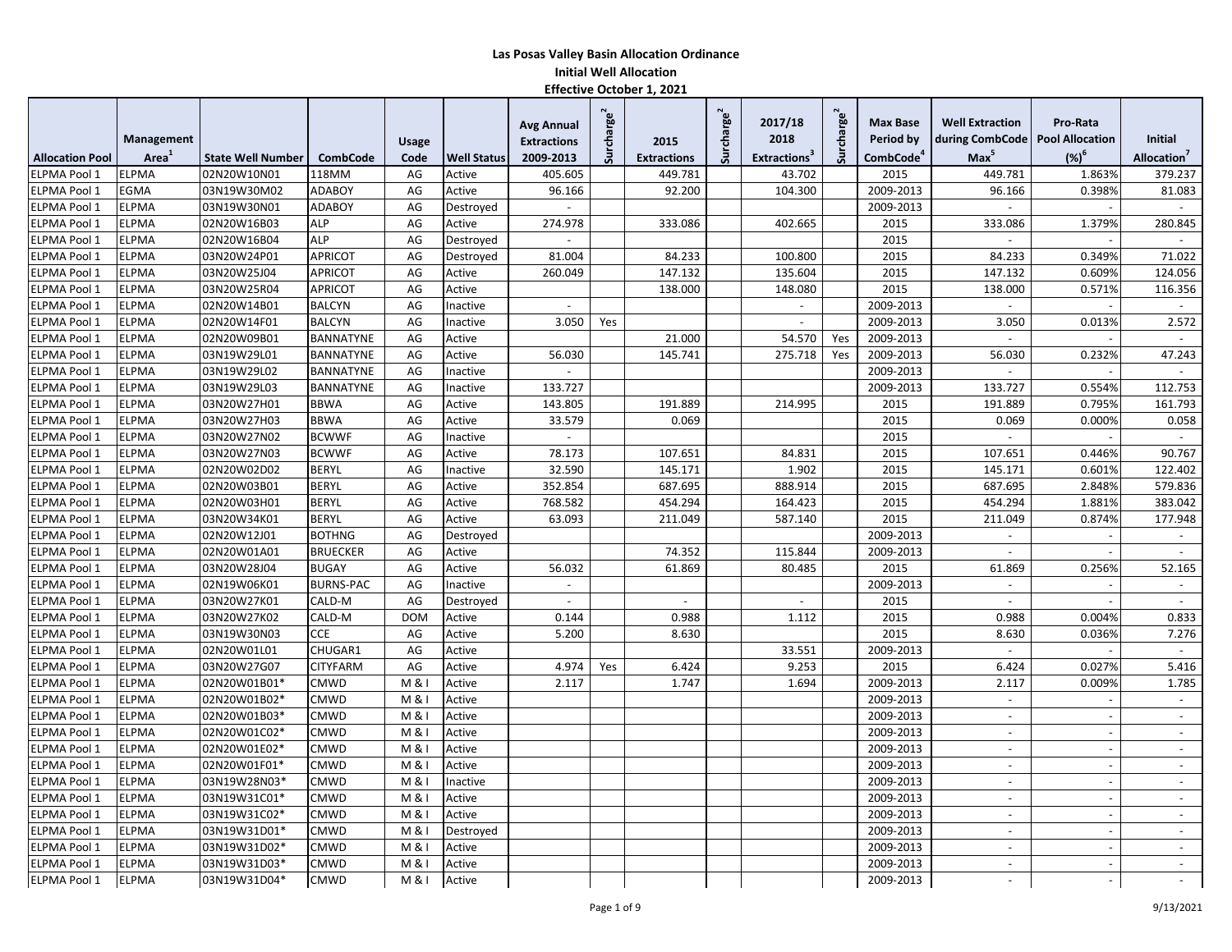# Las Posas Valley Basin Allocation Ordinance

## Initial Well Allocation

### Effective October 1, 2021

| Allocation Pool | Management Area[1] | State Well Number | CombCode | Usage Code | Well Status | Avg Annual Extractions 2009-2013 | Surcharge[2] | 2015 Extractions | Surcharge[2] | 2017/18 2018 Extractions[3] | Surcharge[2] | Max Base Period by CombCode[4] | Well Extraction during CombCode Max[5] | Pro-Rata Pool Allocation (%)[6] | Initial Allocation[7] |
|---|---|---|---|---|---|---|---|---|---|---|---|---|---|---|---|
| ELPMA Pool 1 | ELPMA | 02N20W10N01 | 118MM | AG | Active | 405.605 | | 449.781 | | 43.702 | | 2015 | 449.781 | 1.863% | 379.237 |
| ELPMA Pool 1 | EGMA | 03N19W30M02 | ADABOY | AG | Active | 96.166 | | 92.200 | | 104.300 | | 2009-2013 | 96.166 | 0.398% | 81.083 |
| ELPMA Pool 1 | ELPMA | 03N19W30N01 | ADABOY | AG | Destroyed | - | | | | | | 2009-2013 | - | - | - |
| ELPMA Pool 1 | ELPMA | 02N20W16B03 | ALP | AG | Active | 274.978 | | 333.086 | | 402.665 | | 2015 | 333.086 | 1.379% | 280.845 |
| ELPMA Pool 1 | ELPMA | 02N20W16B04 | ALP | AG | Destroyed | - | | | | | | 2015 | - | - | - |
| ELPMA Pool 1 | ELPMA | 03N20W24P01 | APRICOT | AG | Destroyed | 81.004 | | 84.233 | | 100.800 | | 2015 | 84.233 | 0.349% | 71.022 |
| ELPMA Pool 1 | ELPMA | 03N20W25J04 | APRICOT | AG | Active | 260.049 | | 147.132 | | 135.604 | | 2015 | 147.132 | 0.609% | 124.056 |
| ELPMA Pool 1 | ELPMA | 03N20W25R04 | APRICOT | AG | Active | | | 138.000 | | 148.080 | | 2015 | 138.000 | 0.571% | 116.356 |
| ELPMA Pool 1 | ELPMA | 02N20W14B01 | BALCYN | AG | Inactive | - | | | | - | | 2009-2013 | - | - | - |
| ELPMA Pool 1 | ELPMA | 02N20W14F01 | BALCYN | AG | Inactive | 3.050 | Yes | | | - | | 2009-2013 | 3.050 | 0.013% | 2.572 |
| ELPMA Pool 1 | ELPMA | 02N20W09B01 | BANNATYNE | AG | Active | | | 21.000 | | 54.570 | Yes | 2009-2013 | - | - | - |
| ELPMA Pool 1 | ELPMA | 03N19W29L01 | BANNATYNE | AG | Active | 56.030 | | 145.741 | | 275.718 | Yes | 2009-2013 | 56.030 | 0.232% | 47.243 |
| ELPMA Pool 1 | ELPMA | 03N19W29L02 | BANNATYNE | AG | Inactive | - | | | | | | 2009-2013 | - | - | - |
| ELPMA Pool 1 | ELPMA | 03N19W29L03 | BANNATYNE | AG | Inactive | 133.727 | | | | | | 2009-2013 | 133.727 | 0.554% | 112.753 |
| ELPMA Pool 1 | ELPMA | 03N20W27H01 | BBWA | AG | Active | 143.805 | | 191.889 | | 214.995 | | 2015 | 191.889 | 0.795% | 161.793 |
| ELPMA Pool 1 | ELPMA | 03N20W27H03 | BBWA | AG | Active | 33.579 | | 0.069 | | | | 2015 | 0.069 | 0.000% | 0.058 |
| ELPMA Pool 1 | ELPMA | 03N20W27N02 | BCWWF | AG | Inactive | - | | | | | | 2015 | - | - | - |
| ELPMA Pool 1 | ELPMA | 03N20W27N03 | BCWWF | AG | Active | 78.173 | | 107.651 | | 84.831 | | 2015 | 107.651 | 0.446% | 90.767 |
| ELPMA Pool 1 | ELPMA | 02N20W02D02 | BERYL | AG | Inactive | 32.590 | | 145.171 | | 1.902 | | 2015 | 145.171 | 0.601% | 122.402 |
| ELPMA Pool 1 | ELPMA | 02N20W03B01 | BERYL | AG | Active | 352.854 | | 687.695 | | 888.914 | | 2015 | 687.695 | 2.848% | 579.836 |
| ELPMA Pool 1 | ELPMA | 02N20W03H01 | BERYL | AG | Active | 768.582 | | 454.294 | | 164.423 | | 2015 | 454.294 | 1.881% | 383.042 |
| ELPMA Pool 1 | ELPMA | 03N20W34K01 | BERYL | AG | Active | 63.093 | | 211.049 | | 587.140 | | 2015 | 211.049 | 0.874% | 177.948 |
| ELPMA Pool 1 | ELPMA | 02N20W12J01 | BOTHNG | AG | Destroyed | | | | | | | 2009-2013 | - | - | - |
| ELPMA Pool 1 | ELPMA | 02N20W01A01 | BRUECKER | AG | Active | | | 74.352 | | 115.844 | | 2009-2013 | - | - | - |
| ELPMA Pool 1 | ELPMA | 03N20W28J04 | BUGAY | AG | Active | 56.032 | | 61.869 | | 80.485 | | 2015 | 61.869 | 0.256% | 52.165 |
| ELPMA Pool 1 | ELPMA | 02N19W06K01 | BURNS-PAC | AG | Inactive | - | | | | | | 2009-2013 | - | - | - |
| ELPMA Pool 1 | ELPMA | 03N20W27K01 | CALD-M | AG | Destroyed | - | | - | | - | | 2015 | - | - | - |
| ELPMA Pool 1 | ELPMA | 03N20W27K02 | CALD-M | DOM | Active | 0.144 | | 0.988 | | 1.112 | | 2015 | 0.988 | 0.004% | 0.833 |
| ELPMA Pool 1 | ELPMA | 03N19W30N03 | CCE | AG | Active | 5.200 | | 8.630 | | | | 2015 | 8.630 | 0.036% | 7.276 |
| ELPMA Pool 1 | ELPMA | 02N20W01L01 | CHUGAR1 | AG | Active | | | | | 33.551 | | 2009-2013 | - | - | - |
| ELPMA Pool 1 | ELPMA | 03N20W27G07 | CITYFARM | AG | Active | 4.974 | Yes | 6.424 | | 9.253 | | 2015 | 6.424 | 0.027% | 5.416 |
| ELPMA Pool 1 | ELPMA | 02N20W01B01* | CMWD | M & I | Active | 2.117 | | 1.747 | | 1.694 | | 2009-2013 | 2.117 | 0.009% | 1.785 |
| ELPMA Pool 1 | ELPMA | 02N20W01B02* | CMWD | M & I | Active | | | | | | | 2009-2013 | - | - | - |
| ELPMA Pool 1 | ELPMA | 02N20W01B03* | CMWD | M & I | Active | | | | | | | 2009-2013 | - | - | - |
| ELPMA Pool 1 | ELPMA | 02N20W01C02* | CMWD | M & I | Active | | | | | | | 2009-2013 | - | - | - |
| ELPMA Pool 1 | ELPMA | 02N20W01E02* | CMWD | M & I | Active | | | | | | | 2009-2013 | - | - | - |
| ELPMA Pool 1 | ELPMA | 02N20W01F01* | CMWD | M & I | Active | | | | | | | 2009-2013 | - | - | - |
| ELPMA Pool 1 | ELPMA | 03N19W28N03* | CMWD | M & I | Inactive | | | | | | | 2009-2013 | - | - | - |
| ELPMA Pool 1 | ELPMA | 03N19W31C01* | CMWD | M & I | Active | | | | | | | 2009-2013 | - | - | - |
| ELPMA Pool 1 | ELPMA | 03N19W31C02* | CMWD | M & I | Active | | | | | | | 2009-2013 | - | - | - |
| ELPMA Pool 1 | ELPMA | 03N19W31D01* | CMWD | M & I | Destroyed | | | | | | | 2009-2013 | - | - | - |
| ELPMA Pool 1 | ELPMA | 03N19W31D02* | CMWD | M & I | Active | | | | | | | 2009-2013 | - | - | - |
| ELPMA Pool 1 | ELPMA | 03N19W31D03* | CMWD | M & I | Active | | | | | | | 2009-2013 | - | - | - |
| ELPMA Pool 1 | ELPMA | 03N19W31D04* | CMWD | M & I | Active | | | | | | | 2009-2013 | - | - | - |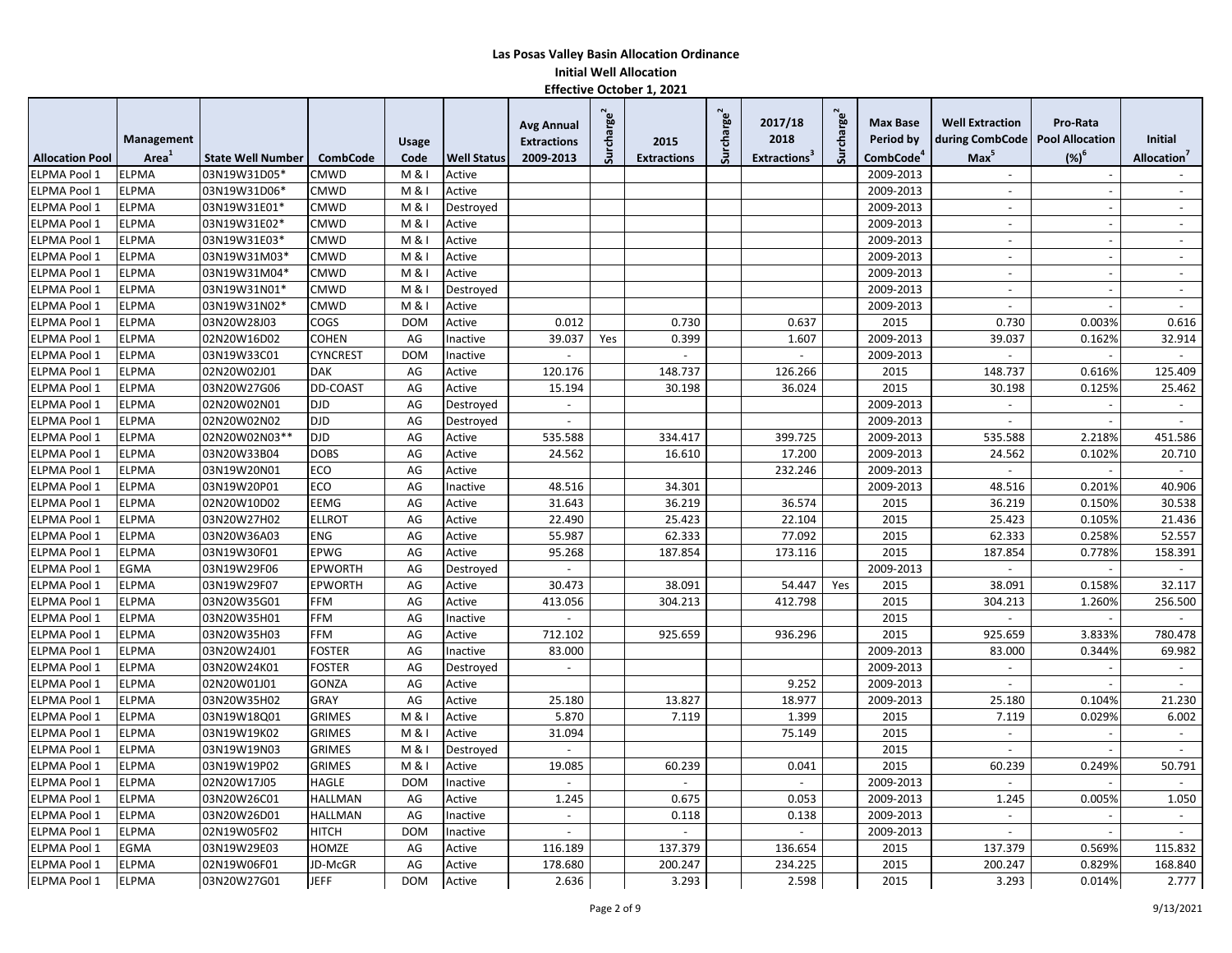# Las Posas Valley Basin Allocation Ordinance

## Initial Well Allocation

### Effective October 1, 2021

| Allocation Pool | Management Area[1] | State Well Number | CombCode | Usage Code | Well Status | Avg Annual Extractions 2009-2013 | Surcharge[2] | 2015 Extractions | Surcharge[2] | 2017/18 2018 Extractions[3] | Surcharge[2] | Max Base Period by CombCode[4] | Well Extraction during CombCode Max[5] | Pro-Rata Pool Allocation (%)[6] | Initial Allocation[7] |
|---|---|---|---|---|---|---|---|---|---|---|---|---|---|---|---|
| ELPMA Pool 1 | ELPMA | 03N19W31D05* | CMWD | M & I | Active | | | | | | | 2009-2013 | - | - | - |
| ELPMA Pool 1 | ELPMA | 03N19W31D06* | CMWD | M & I | Active | | | | | | | 2009-2013 | - | - | - |
| ELPMA Pool 1 | ELPMA | 03N19W31E01* | CMWD | M & I | Destroyed | | | | | | | 2009-2013 | - | - | - |
| ELPMA Pool 1 | ELPMA | 03N19W31E02* | CMWD | M & I | Active | | | | | | | 2009-2013 | - | - | - |
| ELPMA Pool 1 | ELPMA | 03N19W31E03* | CMWD | M & I | Active | | | | | | | 2009-2013 | - | - | - |
| ELPMA Pool 1 | ELPMA | 03N19W31M03* | CMWD | M & I | Active | | | | | | | 2009-2013 | - | - | - |
| ELPMA Pool 1 | ELPMA | 03N19W31M04* | CMWD | M & I | Active | | | | | | | 2009-2013 | - | - | - |
| ELPMA Pool 1 | ELPMA | 03N19W31N01* | CMWD | M & I | Destroyed | | | | | | | 2009-2013 | - | - | - |
| ELPMA Pool 1 | ELPMA | 03N19W31N02* | CMWD | M & I | Active | | | | | | | 2009-2013 | - | - | - |
| ELPMA Pool 1 | ELPMA | 03N20W28J03 | COGS | DOM | Active | 0.012 | | 0.730 | | 0.637 | | 2015 | 0.730 | 0.003% | 0.616 |
| ELPMA Pool 1 | ELPMA | 02N20W16D02 | COHEN | AG | Inactive | 39.037 | Yes | 0.399 | | 1.607 | | 2009-2013 | 39.037 | 0.162% | 32.914 |
| ELPMA Pool 1 | ELPMA | 03N19W33C01 | CYNCREST | DOM | Inactive | - | | - | | - | | 2009-2013 | - | - | - |
| ELPMA Pool 1 | ELPMA | 02N20W02J01 | DAK | AG | Active | 120.176 | | 148.737 | | 126.266 | | 2015 | 148.737 | 0.616% | 125.409 |
| ELPMA Pool 1 | ELPMA | 03N20W27G06 | DD-COAST | AG | Active | 15.194 | | 30.198 | | 36.024 | | 2015 | 30.198 | 0.125% | 25.462 |
| ELPMA Pool 1 | ELPMA | 02N20W02N01 | DJD | AG | Destroyed | - | | | | | | 2009-2013 | - | - | - |
| ELPMA Pool 1 | ELPMA | 02N20W02N02 | DJD | AG | Destroyed | - | | | | | | 2009-2013 | - | - | - |
| ELPMA Pool 1 | ELPMA | 02N20W02N03** | DJD | AG | Active | 535.588 | | 334.417 | | 399.725 | | 2009-2013 | 535.588 | 2.218% | 451.586 |
| ELPMA Pool 1 | ELPMA | 03N20W33B04 | DOBS | AG | Active | 24.562 | | 16.610 | | 17.200 | | 2009-2013 | 24.562 | 0.102% | 20.710 |
| ELPMA Pool 1 | ELPMA | 03N19W20N01 | ECO | AG | Active | | | | | 232.246 | | 2009-2013 | - | - | - |
| ELPMA Pool 1 | ELPMA | 03N19W20P01 | ECO | AG | Inactive | 48.516 | | 34.301 | | | | 2009-2013 | 48.516 | 0.201% | 40.906 |
| ELPMA Pool 1 | ELPMA | 02N20W10D02 | EEMG | AG | Active | 31.643 | | 36.219 | | 36.574 | | 2015 | 36.219 | 0.150% | 30.538 |
| ELPMA Pool 1 | ELPMA | 03N20W27H02 | ELLROT | AG | Active | 22.490 | | 25.423 | | 22.104 | | 2015 | 25.423 | 0.105% | 21.436 |
| ELPMA Pool 1 | ELPMA | 03N20W36A03 | ENG | AG | Active | 55.987 | | 62.333 | | 77.092 | | 2015 | 62.333 | 0.258% | 52.557 |
| ELPMA Pool 1 | ELPMA | 03N19W30F01 | EPWG | AG | Active | 95.268 | | 187.854 | | 173.116 | | 2015 | 187.854 | 0.778% | 158.391 |
| ELPMA Pool 1 | EGMA | 03N19W29F06 | EPWORTH | AG | Destroyed | - | | | | | | 2009-2013 | - | - | - |
| ELPMA Pool 1 | ELPMA | 03N19W29F07 | EPWORTH | AG | Active | 30.473 | | 38.091 | | 54.447 | Yes | 2015 | 38.091 | 0.158% | 32.117 |
| ELPMA Pool 1 | ELPMA | 03N20W35G01 | FFM | AG | Active | 413.056 | | 304.213 | | 412.798 | | 2015 | 304.213 | 1.260% | 256.500 |
| ELPMA Pool 1 | ELPMA | 03N20W35H01 | FFM | AG | Inactive | - | | | | | | 2015 | - | - | - |
| ELPMA Pool 1 | ELPMA | 03N20W35H03 | FFM | AG | Active | 712.102 | | 925.659 | | 936.296 | | 2015 | 925.659 | 3.833% | 780.478 |
| ELPMA Pool 1 | ELPMA | 03N20W24J01 | FOSTER | AG | Inactive | 83.000 | | | | | | 2009-2013 | 83.000 | 0.344% | 69.982 |
| ELPMA Pool 1 | ELPMA | 03N20W24K01 | FOSTER | AG | Destroyed | - | | | | | | 2009-2013 | - | - | - |
| ELPMA Pool 1 | ELPMA | 02N20W01J01 | GONZA | AG | Active | | | | | 9.252 | | 2009-2013 | - | - | - |
| ELPMA Pool 1 | ELPMA | 03N20W35H02 | GRAY | AG | Active | 25.180 | | 13.827 | | 18.977 | | 2009-2013 | 25.180 | 0.104% | 21.230 |
| ELPMA Pool 1 | ELPMA | 03N19W18Q01 | GRIMES | M & I | Active | 5.870 | | 7.119 | | 1.399 | | 2015 | 7.119 | 0.029% | 6.002 |
| ELPMA Pool 1 | ELPMA | 03N19W19K02 | GRIMES | M & I | Active | 31.094 | | | | 75.149 | | 2015 | - | - | - |
| ELPMA Pool 1 | ELPMA | 03N19W19N03 | GRIMES | M & I | Destroyed | - | | | | | | 2015 | - | - | - |
| ELPMA Pool 1 | ELPMA | 03N19W19P02 | GRIMES | M & I | Active | 19.085 | | 60.239 | | 0.041 | | 2015 | 60.239 | 0.249% | 50.791 |
| ELPMA Pool 1 | ELPMA | 02N20W17J05 | HAGLE | DOM | Inactive | - | | - | | - | | 2009-2013 | - | - | - |
| ELPMA Pool 1 | ELPMA | 03N20W26C01 | HALLMAN | AG | Active | 1.245 | | 0.675 | | 0.053 | | 2009-2013 | 1.245 | 0.005% | 1.050 |
| ELPMA Pool 1 | ELPMA | 03N20W26D01 | HALLMAN | AG | Inactive | - | | 0.118 | | 0.138 | | 2009-2013 | - | - | - |
| ELPMA Pool 1 | ELPMA | 02N19W05F02 | HITCH | DOM | Inactive | - | | - | | - | | 2009-2013 | - | - | - |
| ELPMA Pool 1 | EGMA | 03N19W29E03 | HOMZE | AG | Active | 116.189 | | 137.379 | | 136.654 | | 2015 | 137.379 | 0.569% | 115.832 |
| ELPMA Pool 1 | ELPMA | 02N19W06F01 | JD-McGR | AG | Active | 178.680 | | 200.247 | | 234.225 | | 2015 | 200.247 | 0.829% | 168.840 |
| ELPMA Pool 1 | ELPMA | 03N20W27G01 | JEFF | DOM | Active | 2.636 | | 3.293 | | 2.598 | | 2015 | 3.293 | 0.014% | 2.777 |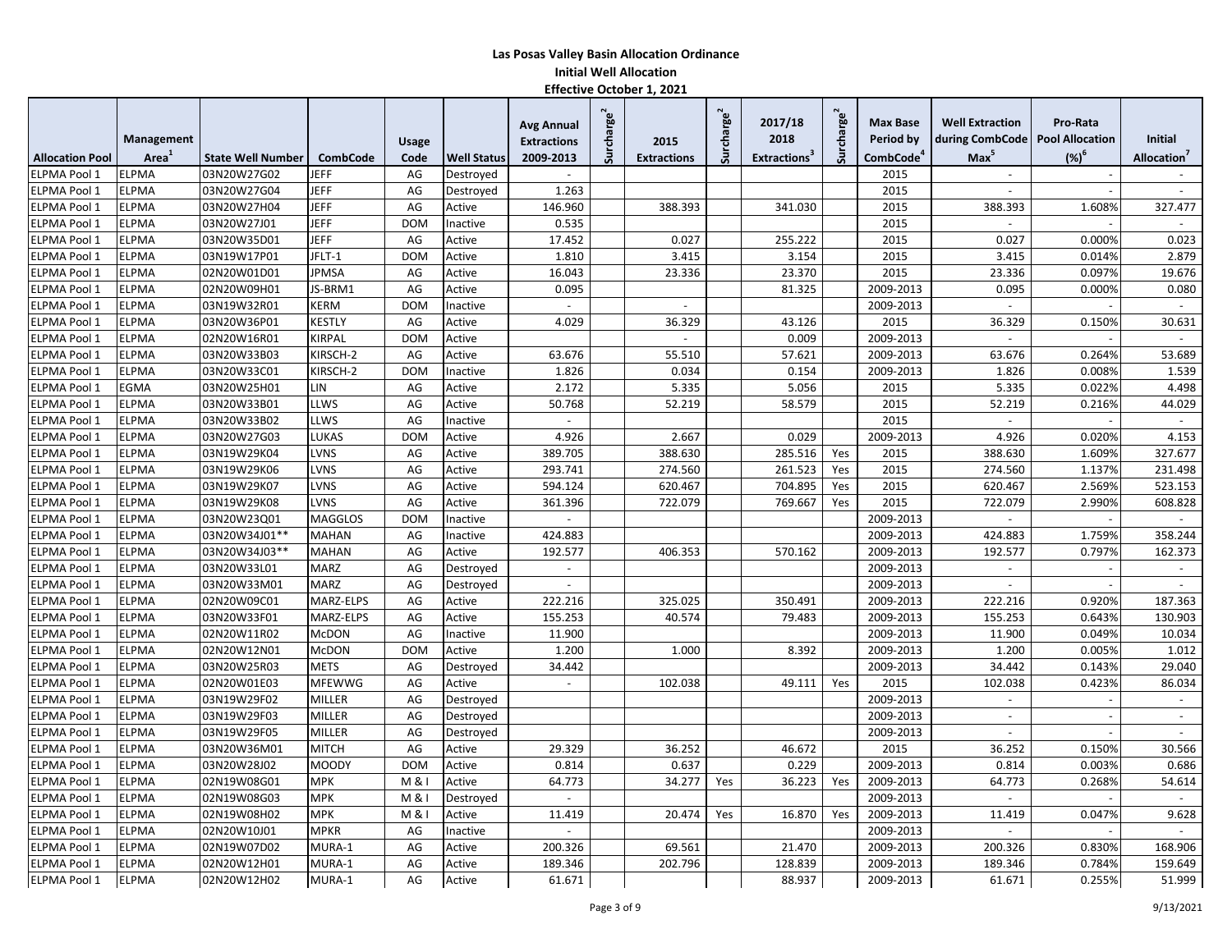# Las Posas Valley Basin Allocation Ordinance

## Initial Well Allocation

### Effective October 1, 2021

| Allocation Pool | Management Area[1] | State Well Number | CombCode | Usage Code | Well Status | Avg Annual Extractions 2009-2013 | Surcharge[2] | 2015 Extractions | Surcharge[2] | 2017/18 2018 Extractions[3] | Surcharge[2] | Max Base Period by CombCode[4] | Well Extraction during CombCode Max[5] | Pro-Rata Pool Allocation (%)[6] | Initial Allocation[7] |
|---|---|---|---|---|---|---|---|---|---|---|---|---|---|---|---|
| ELPMA Pool 1 | ELPMA | 03N20W27G02 | JEFF | AG | Destroyed | - | | | | | | 2015 | - | - | - |
| ELPMA Pool 1 | ELPMA | 03N20W27G04 | JEFF | AG | Destroyed | 1.263 | | | | | | 2015 | - | - | - |
| ELPMA Pool 1 | ELPMA | 03N20W27H04 | JEFF | AG | Active | 146.960 | | 388.393 | | 341.030 | | 2015 | 388.393 | 1.608% | 327.477 |
| ELPMA Pool 1 | ELPMA | 03N20W27J01 | JEFF | DOM | Inactive | 0.535 | | | | | | 2015 | - | - | - |
| ELPMA Pool 1 | ELPMA | 03N20W35D01 | JEFF | AG | Active | 17.452 | | 0.027 | | 255.222 | | 2015 | 0.027 | 0.000% | 0.023 |
| ELPMA Pool 1 | ELPMA | 03N19W17P01 | JFLT-1 | DOM | Active | 1.810 | | 3.415 | | 3.154 | | 2015 | 3.415 | 0.014% | 2.879 |
| ELPMA Pool 1 | ELPMA | 02N20W01D01 | JPMSA | AG | Active | 16.043 | | 23.336 | | 23.370 | | 2015 | 23.336 | 0.097% | 19.676 |
| ELPMA Pool 1 | ELPMA | 02N20W09H01 | JS-BRM1 | AG | Active | 0.095 | | | | 81.325 | | 2009-2013 | 0.095 | 0.000% | 0.080 |
| ELPMA Pool 1 | ELPMA | 03N19W32R01 | KERM | DOM | Inactive | - | | - | | | | 2009-2013 | - | - | - |
| ELPMA Pool 1 | ELPMA | 03N20W36P01 | KESTLY | AG | Active | 4.029 | | 36.329 | | 43.126 | | 2015 | 36.329 | 0.150% | 30.631 |
| ELPMA Pool 1 | ELPMA | 02N20W16R01 | KIRPAL | DOM | Active | | | - | | 0.009 | | 2009-2013 | - | - | - |
| ELPMA Pool 1 | ELPMA | 03N20W33B03 | KIRSCH-2 | AG | Active | 63.676 | | 55.510 | | 57.621 | | 2009-2013 | 63.676 | 0.264% | 53.689 |
| ELPMA Pool 1 | ELPMA | 03N20W33C01 | KIRSCH-2 | DOM | Inactive | 1.826 | | 0.034 | | 0.154 | | 2009-2013 | 1.826 | 0.008% | 1.539 |
| ELPMA Pool 1 | EGMA | 03N20W25H01 | LIN | AG | Active | 2.172 | | 5.335 | | 5.056 | | 2015 | 5.335 | 0.022% | 4.498 |
| ELPMA Pool 1 | ELPMA | 03N20W33B01 | LLWS | AG | Active | 50.768 | | 52.219 | | 58.579 | | 2015 | 52.219 | 0.216% | 44.029 |
| ELPMA Pool 1 | ELPMA | 03N20W33B02 | LLWS | AG | Inactive | - | | | | | | 2015 | - | - | - |
| ELPMA Pool 1 | ELPMA | 03N20W27G03 | LUKAS | DOM | Active | 4.926 | | 2.667 | | 0.029 | | 2009-2013 | 4.926 | 0.020% | 4.153 |
| ELPMA Pool 1 | ELPMA | 03N19W29K04 | LVNS | AG | Active | 389.705 | | 388.630 | | 285.516 | Yes | 2015 | 388.630 | 1.609% | 327.677 |
| ELPMA Pool 1 | ELPMA | 03N19W29K06 | LVNS | AG | Active | 293.741 | | 274.560 | | 261.523 | Yes | 2015 | 274.560 | 1.137% | 231.498 |
| ELPMA Pool 1 | ELPMA | 03N19W29K07 | LVNS | AG | Active | 594.124 | | 620.467 | | 704.895 | Yes | 2015 | 620.467 | 2.569% | 523.153 |
| ELPMA Pool 1 | ELPMA | 03N19W29K08 | LVNS | AG | Active | 361.396 | | 722.079 | | 769.667 | Yes | 2015 | 722.079 | 2.990% | 608.828 |
| ELPMA Pool 1 | ELPMA | 03N20W23Q01 | MAGGLOS | DOM | Inactive | - | | | | | | 2009-2013 | - | - | - |
| ELPMA Pool 1 | ELPMA | 03N20W34J01** | MAHAN | AG | Inactive | 424.883 | | | | | | 2009-2013 | 424.883 | 1.759% | 358.244 |
| ELPMA Pool 1 | ELPMA | 03N20W34J03** | MAHAN | AG | Active | 192.577 | | 406.353 | | 570.162 | | 2009-2013 | 192.577 | 0.797% | 162.373 |
| ELPMA Pool 1 | ELPMA | 03N20W33L01 | MARZ | AG | Destroyed | - | | | | | | 2009-2013 | - | - | - |
| ELPMA Pool 1 | ELPMA | 03N20W33M01 | MARZ | AG | Destroyed | - | | | | | | 2009-2013 | - | - | - |
| ELPMA Pool 1 | ELPMA | 02N20W09C01 | MARZ-ELPS | AG | Active | 222.216 | | 325.025 | | 350.491 | | 2009-2013 | 222.216 | 0.920% | 187.363 |
| ELPMA Pool 1 | ELPMA | 03N20W33F01 | MARZ-ELPS | AG | Active | 155.253 | | 40.574 | | 79.483 | | 2009-2013 | 155.253 | 0.643% | 130.903 |
| ELPMA Pool 1 | ELPMA | 02N20W11R02 | McDON | AG | Inactive | 11.900 | | | | | | 2009-2013 | 11.900 | 0.049% | 10.034 |
| ELPMA Pool 1 | ELPMA | 02N20W12N01 | McDON | DOM | Active | 1.200 | | 1.000 | | 8.392 | | 2009-2013 | 1.200 | 0.005% | 1.012 |
| ELPMA Pool 1 | ELPMA | 03N20W25R03 | METS | AG | Destroyed | 34.442 | | | | | | 2009-2013 | 34.442 | 0.143% | 29.040 |
| ELPMA Pool 1 | ELPMA | 02N20W01E03 | MFEWWG | AG | Active | - | | 102.038 | | 49.111 | Yes | 2015 | 102.038 | 0.423% | 86.034 |
| ELPMA Pool 1 | ELPMA | 03N19W29F02 | MILLER | AG | Destroyed | | | | | | | 2009-2013 | - | - | - |
| ELPMA Pool 1 | ELPMA | 03N19W29F03 | MILLER | AG | Destroyed | | | | | | | 2009-2013 | - | - | - |
| ELPMA Pool 1 | ELPMA | 03N19W29F05 | MILLER | AG | Destroyed | | | | | | | 2009-2013 | - | - | - |
| ELPMA Pool 1 | ELPMA | 03N20W36M01 | MITCH | AG | Active | 29.329 | | 36.252 | | 46.672 | | 2015 | 36.252 | 0.150% | 30.566 |
| ELPMA Pool 1 | ELPMA | 03N20W28J02 | MOODY | DOM | Active | 0.814 | | 0.637 | | 0.229 | | 2009-2013 | 0.814 | 0.003% | 0.686 |
| ELPMA Pool 1 | ELPMA | 02N19W08G01 | MPK | M & I | Active | 64.773 | | 34.277 | Yes | 36.223 | Yes | 2009-2013 | 64.773 | 0.268% | 54.614 |
| ELPMA Pool 1 | ELPMA | 02N19W08G03 | MPK | M & I | Destroyed | - | | | | | | 2009-2013 | - | - | - |
| ELPMA Pool 1 | ELPMA | 02N19W08H02 | MPK | M & I | Active | 11.419 | | 20.474 | Yes | 16.870 | Yes | 2009-2013 | 11.419 | 0.047% | 9.628 |
| ELPMA Pool 1 | ELPMA | 02N20W10J01 | MPKR | AG | Inactive | - | | | | | | 2009-2013 | - | - | - |
| ELPMA Pool 1 | ELPMA | 02N19W07D02 | MURA-1 | AG | Active | 200.326 | | 69.561 | | 21.470 | | 2009-2013 | 200.326 | 0.830% | 168.906 |
| ELPMA Pool 1 | ELPMA | 02N20W12H01 | MURA-1 | AG | Active | 189.346 | | 202.796 | | 128.839 | | 2009-2013 | 189.346 | 0.784% | 159.649 |
| ELPMA Pool 1 | ELPMA | 02N20W12H02 | MURA-1 | AG | Active | 61.671 | | | | 88.937 | | 2009-2013 | 61.671 | 0.255% | 51.999 |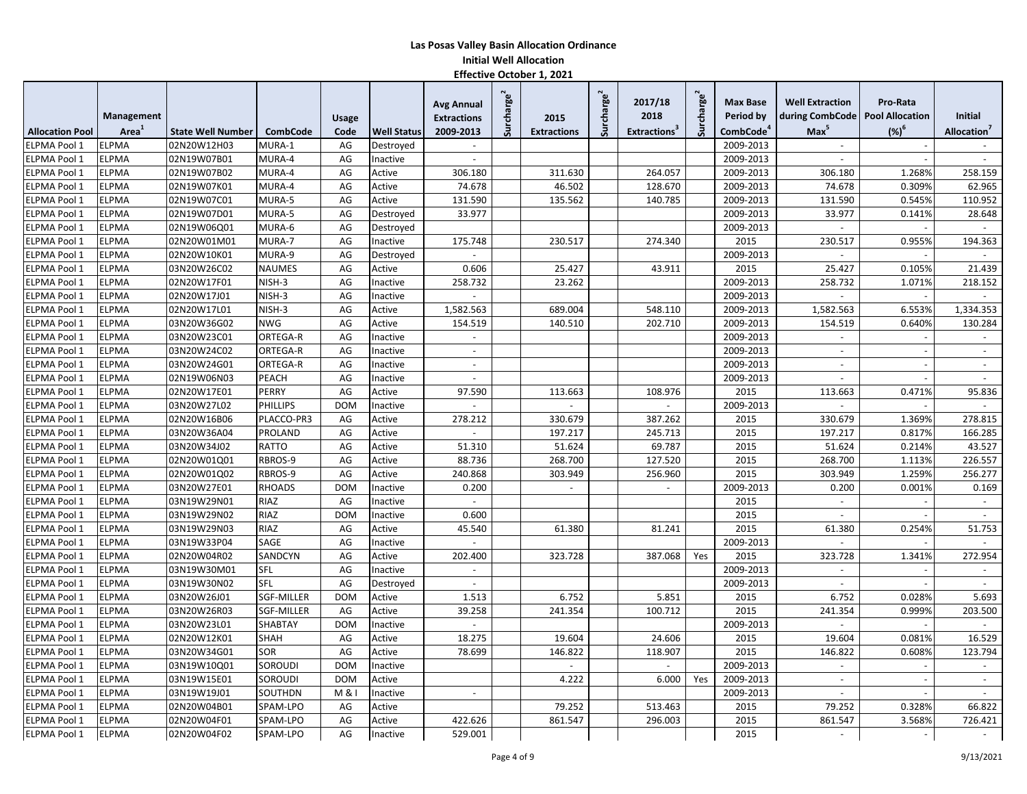# Las Posas Valley Basin Allocation Ordinance

## Initial Well Allocation

### Effective October 1, 2021

| Allocation Pool | Management Area[1] | State Well Number | CombCode | Usage Code | Well Status | Avg Annual Extractions 2009-2013 | Surcharge[2] | 2015 Extractions | Surcharge[2] | 2017/18 2018 Extractions[3] | Surcharge[2] | Max Base Period by CombCode[4] | Well Extraction during CombCode Max[5] | Pro-Rata Pool Allocation (%)[6] | Initial Allocation[7] |
|---|---|---|---|---|---|---|---|---|---|---|---|---|---|---|---|
| ELPMA Pool 1 | ELPMA | 02N20W12H03 | MURA-1 | AG | Destroyed | - | | | | | | 2009-2013 | - | - | - |
| ELPMA Pool 1 | ELPMA | 02N19W07B01 | MURA-4 | AG | Inactive | - | | | | | | 2009-2013 | - | - | - |
| ELPMA Pool 1 | ELPMA | 02N19W07B02 | MURA-4 | AG | Active | 306.180 | | 311.630 | | 264.057 | | 2009-2013 | 306.180 | 1.268% | 258.159 |
| ELPMA Pool 1 | ELPMA | 02N19W07K01 | MURA-4 | AG | Active | 74.678 | | 46.502 | | 128.670 | | 2009-2013 | 74.678 | 0.309% | 62.965 |
| ELPMA Pool 1 | ELPMA | 02N19W07C01 | MURA-5 | AG | Active | 131.590 | | 135.562 | | 140.785 | | 2009-2013 | 131.590 | 0.545% | 110.952 |
| ELPMA Pool 1 | ELPMA | 02N19W07D01 | MURA-5 | AG | Destroyed | 33.977 | | | | | | 2009-2013 | 33.977 | 0.141% | 28.648 |
| ELPMA Pool 1 | ELPMA | 02N19W06Q01 | MURA-6 | AG | Destroyed | | | | | | | 2009-2013 | - | - | - |
| ELPMA Pool 1 | ELPMA | 02N20W01M01 | MURA-7 | AG | Inactive | 175.748 | | 230.517 | | 274.340 | | 2015 | 230.517 | 0.955% | 194.363 |
| ELPMA Pool 1 | ELPMA | 02N20W10K01 | MURA-9 | AG | Destroyed | - | | | | | | 2009-2013 | - | - | - |
| ELPMA Pool 1 | ELPMA | 03N20W26C02 | NAUMES | AG | Active | 0.606 | | 25.427 | | 43.911 | | 2015 | 25.427 | 0.105% | 21.439 |
| ELPMA Pool 1 | ELPMA | 02N20W17F01 | NISH-3 | AG | Inactive | 258.732 | | 23.262 | | | | 2009-2013 | 258.732 | 1.071% | 218.152 |
| ELPMA Pool 1 | ELPMA | 02N20W17J01 | NISH-3 | AG | Inactive | - | | | | | | 2009-2013 | - | - | - |
| ELPMA Pool 1 | ELPMA | 02N20W17L01 | NISH-3 | AG | Active | 1,582.563 | | 689.004 | | 548.110 | | 2009-2013 | 1,582.563 | 6.553% | 1,334.353 |
| ELPMA Pool 1 | ELPMA | 03N20W36G02 | NWG | AG | Active | 154.519 | | 140.510 | | 202.710 | | 2009-2013 | 154.519 | 0.640% | 130.284 |
| ELPMA Pool 1 | ELPMA | 03N20W23C01 | ORTEGA-R | AG | Inactive | - | | | | | | 2009-2013 | - | - | - |
| ELPMA Pool 1 | ELPMA | 03N20W24C02 | ORTEGA-R | AG | Inactive | - | | | | | | 2009-2013 | - | - | - |
| ELPMA Pool 1 | ELPMA | 03N20W24G01 | ORTEGA-R | AG | Inactive | - | | | | | | 2009-2013 | - | - | - |
| ELPMA Pool 1 | ELPMA | 02N19W06N03 | PEACH | AG | Inactive | - | | | | | | 2009-2013 | - | - | - |
| ELPMA Pool 1 | ELPMA | 02N20W17E01 | PERRY | AG | Active | 97.590 | | 113.663 | | 108.976 | | 2015 | 113.663 | 0.471% | 95.836 |
| ELPMA Pool 1 | ELPMA | 03N20W27L02 | PHILLIPS | DOM | Inactive | - | | - | | - | | 2009-2013 | - | - | - |
| ELPMA Pool 1 | ELPMA | 02N20W16B06 | PLACCO-PR3 | AG | Active | 278.212 | | 330.679 | | 387.262 | | 2015 | 330.679 | 1.369% | 278.815 |
| ELPMA Pool 1 | ELPMA | 03N20W36A04 | PROLAND | AG | Active | - | | 197.217 | | 245.713 | | 2015 | 197.217 | 0.817% | 166.285 |
| ELPMA Pool 1 | ELPMA | 03N20W34J02 | RATTO | AG | Active | 51.310 | | 51.624 | | 69.787 | | 2015 | 51.624 | 0.214% | 43.527 |
| ELPMA Pool 1 | ELPMA | 02N20W01Q01 | RBROS-9 | AG | Active | 88.736 | | 268.700 | | 127.520 | | 2015 | 268.700 | 1.113% | 226.557 |
| ELPMA Pool 1 | ELPMA | 02N20W01Q02 | RBROS-9 | AG | Active | 240.868 | | 303.949 | | 256.960 | | 2015 | 303.949 | 1.259% | 256.277 |
| ELPMA Pool 1 | ELPMA | 03N20W27E01 | RHOADS | DOM | Inactive | 0.200 | | - | | - | | 2009-2013 | 0.200 | 0.001% | 0.169 |
| ELPMA Pool 1 | ELPMA | 03N19W29N01 | RIAZ | AG | Inactive | - | | | | | | 2015 | - | - | - |
| ELPMA Pool 1 | ELPMA | 03N19W29N02 | RIAZ | DOM | Inactive | 0.600 | | | | | | 2015 | - | - | - |
| ELPMA Pool 1 | ELPMA | 03N19W29N03 | RIAZ | AG | Active | 45.540 | | 61.380 | | 81.241 | | 2015 | 61.380 | 0.254% | 51.753 |
| ELPMA Pool 1 | ELPMA | 03N19W33P04 | SAGE | AG | Inactive | - | | | | | | 2009-2013 | - | - | - |
| ELPMA Pool 1 | ELPMA | 02N20W04R02 | SANDCYN | AG | Active | 202.400 | | 323.728 | | 387.068 | Yes | 2015 | 323.728 | 1.341% | 272.954 |
| ELPMA Pool 1 | ELPMA | 03N19W30M01 | SFL | AG | Inactive | - | | | | | | 2009-2013 | - | - | - |
| ELPMA Pool 1 | ELPMA | 03N19W30N02 | SFL | AG | Destroyed | - | | | | | | 2009-2013 | - | - | - |
| ELPMA Pool 1 | ELPMA | 03N20W26J01 | SGF-MILLER | DOM | Active | 1.513 | | 6.752 | | 5.851 | | 2015 | 6.752 | 0.028% | 5.693 |
| ELPMA Pool 1 | ELPMA | 03N20W26R03 | SGF-MILLER | AG | Active | 39.258 | | 241.354 | | 100.712 | | 2015 | 241.354 | 0.999% | 203.500 |
| ELPMA Pool 1 | ELPMA | 03N20W23L01 | SHABTAY | DOM | Inactive | - | | | | | | 2009-2013 | - | - | - |
| ELPMA Pool 1 | ELPMA | 02N20W12K01 | SHAH | AG | Active | 18.275 | | 19.604 | | 24.606 | | 2015 | 19.604 | 0.081% | 16.529 |
| ELPMA Pool 1 | ELPMA | 03N20W34G01 | SOR | AG | Active | 78.699 | | 146.822 | | 118.907 | | 2015 | 146.822 | 0.608% | 123.794 |
| ELPMA Pool 1 | ELPMA | 03N19W10Q01 | SOROUDI | DOM | Inactive | | | - | | - | | 2009-2013 | - | - | - |
| ELPMA Pool 1 | ELPMA | 03N19W15E01 | SOROUDI | DOM | Active | | | 4.222 | | 6.000 | Yes | 2009-2013 | - | - | - |
| ELPMA Pool 1 | ELPMA | 03N19W19J01 | SOUTHDN | M & I | Inactive | - | | | | | | 2009-2013 | - | - | - |
| ELPMA Pool 1 | ELPMA | 02N20W04B01 | SPAM-LPO | AG | Active | | | 79.252 | | 513.463 | | 2015 | 79.252 | 0.328% | 66.822 |
| ELPMA Pool 1 | ELPMA | 02N20W04F01 | SPAM-LPO | AG | Active | 422.626 | | 861.547 | | 296.003 | | 2015 | 861.547 | 3.568% | 726.421 |
| ELPMA Pool 1 | ELPMA | 02N20W04F02 | SPAM-LPO | AG | Inactive | 529.001 | | | | | | 2015 | - | - | - |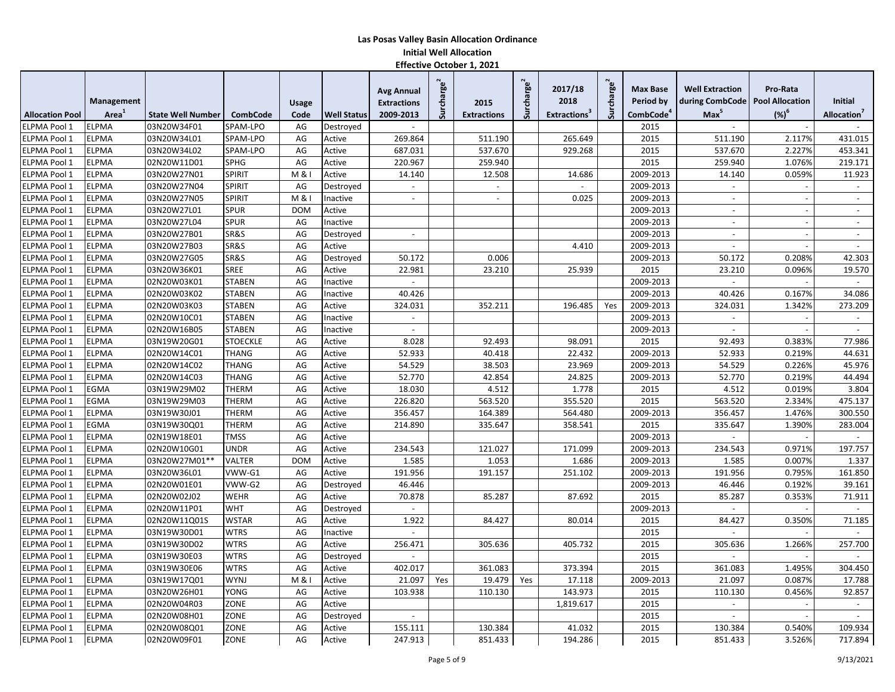# Las Posas Valley Basin Allocation Ordinance

## Initial Well Allocation

### Effective October 1, 2021

| Allocation Pool | Management Area[1] | State Well Number | CombCode | Usage Code | Well Status | Avg Annual Extractions 2009-2013 | Surcharge[2] | 2015 Extractions | Surcharge[2] | 2017/18 2018 Extractions[3] | Surcharge[2] | Max Base Period by CombCode[4] | Well Extraction during CombCode Max[5] | Pro-Rata Pool Allocation (%)[6] | Initial Allocation[7] |
|---|---|---|---|---|---|---|---|---|---|---|---|---|---|---|---|
| ELPMA Pool 1 | ELPMA | 03N20W34F01 | SPAM-LPO | AG | Destroyed | - | | | | | | 2015 | - | - | - |
| ELPMA Pool 1 | ELPMA | 03N20W34L01 | SPAM-LPO | AG | Active | 269.864 | | 511.190 | | 265.649 | | 2015 | 511.190 | 2.117% | 431.015 |
| ELPMA Pool 1 | ELPMA | 03N20W34L02 | SPAM-LPO | AG | Active | 687.031 | | 537.670 | | 929.268 | | 2015 | 537.670 | 2.227% | 453.341 |
| ELPMA Pool 1 | ELPMA | 02N20W11D01 | SPHG | AG | Active | 220.967 | | 259.940 | | | | 2015 | 259.940 | 1.076% | 219.171 |
| ELPMA Pool 1 | ELPMA | 03N20W27N01 | SPIRIT | M & I | Active | 14.140 | | 12.508 | | 14.686 | | 2009-2013 | 14.140 | 0.059% | 11.923 |
| ELPMA Pool 1 | ELPMA | 03N20W27N04 | SPIRIT | AG | Destroyed | - | | - | | - | | 2009-2013 | - | - | - |
| ELPMA Pool 1 | ELPMA | 03N20W27N05 | SPIRIT | M & I | Inactive | - | | - | | 0.025 | | 2009-2013 | - | - | - |
| ELPMA Pool 1 | ELPMA | 03N20W27L01 | SPUR | DOM | Active | | | | | | | 2009-2013 | - | - | - |
| ELPMA Pool 1 | ELPMA | 03N20W27L04 | SPUR | AG | Inactive | | | | | | | 2009-2013 | - | - | - |
| ELPMA Pool 1 | ELPMA | 03N20W27B01 | SR&S | AG | Destroyed | - | | | | | | 2009-2013 | - | - | - |
| ELPMA Pool 1 | ELPMA | 03N20W27B03 | SR&S | AG | Active | | | | | 4.410 | | 2009-2013 | - | - | - |
| ELPMA Pool 1 | ELPMA | 03N20W27G05 | SR&S | AG | Destroyed | 50.172 | | 0.006 | | | | 2009-2013 | 50.172 | 0.208% | 42.303 |
| ELPMA Pool 1 | ELPMA | 03N20W36K01 | SREE | AG | Active | 22.981 | | 23.210 | | 25.939 | | 2015 | 23.210 | 0.096% | 19.570 |
| ELPMA Pool 1 | ELPMA | 02N20W03K01 | STABEN | AG | Inactive | - | | | | | | 2009-2013 | - | - | - |
| ELPMA Pool 1 | ELPMA | 02N20W03K02 | STABEN | AG | Inactive | 40.426 | | | | | | 2009-2013 | 40.426 | 0.167% | 34.086 |
| ELPMA Pool 1 | ELPMA | 02N20W03K03 | STABEN | AG | Active | 324.031 | | 352.211 | | 196.485 | Yes | 2009-2013 | 324.031 | 1.342% | 273.209 |
| ELPMA Pool 1 | ELPMA | 02N20W10C01 | STABEN | AG | Inactive | - | | | | | | 2009-2013 | - | - | - |
| ELPMA Pool 1 | ELPMA | 02N20W16B05 | STABEN | AG | Inactive | - | | | | | | 2009-2013 | - | - | - |
| ELPMA Pool 1 | ELPMA | 03N19W20G01 | STOECKLE | AG | Active | 8.028 | | 92.493 | | 98.091 | | 2015 | 92.493 | 0.383% | 77.986 |
| ELPMA Pool 1 | ELPMA | 02N20W14C01 | THANG | AG | Active | 52.933 | | 40.418 | | 22.432 | | 2009-2013 | 52.933 | 0.219% | 44.631 |
| ELPMA Pool 1 | ELPMA | 02N20W14C02 | THANG | AG | Active | 54.529 | | 38.503 | | 23.969 | | 2009-2013 | 54.529 | 0.226% | 45.976 |
| ELPMA Pool 1 | ELPMA | 02N20W14C03 | THANG | AG | Active | 52.770 | | 42.854 | | 24.825 | | 2009-2013 | 52.770 | 0.219% | 44.494 |
| ELPMA Pool 1 | EGMA | 03N19W29M02 | THERM | AG | Active | 18.030 | | 4.512 | | 1.778 | | 2015 | 4.512 | 0.019% | 3.804 |
| ELPMA Pool 1 | EGMA | 03N19W29M03 | THERM | AG | Active | 226.820 | | 563.520 | | 355.520 | | 2015 | 563.520 | 2.334% | 475.137 |
| ELPMA Pool 1 | ELPMA | 03N19W30J01 | THERM | AG | Active | 356.457 | | 164.389 | | 564.480 | | 2009-2013 | 356.457 | 1.476% | 300.550 |
| ELPMA Pool 1 | EGMA | 03N19W30Q01 | THERM | AG | Active | 214.890 | | 335.647 | | 358.541 | | 2015 | 335.647 | 1.390% | 283.004 |
| ELPMA Pool 1 | ELPMA | 02N19W18E01 | TMSS | AG | Active | | | | | | | 2009-2013 | - | - | - |
| ELPMA Pool 1 | ELPMA | 02N20W10G01 | UNDR | AG | Active | 234.543 | | 121.027 | | 171.099 | | 2009-2013 | 234.543 | 0.971% | 197.757 |
| ELPMA Pool 1 | ELPMA | 03N20W27M01** | VALTER | DOM | Active | 1.585 | | 1.053 | | 1.686 | | 2009-2013 | 1.585 | 0.007% | 1.337 |
| ELPMA Pool 1 | ELPMA | 03N20W36L01 | VWW-G1 | AG | Active | 191.956 | | 191.157 | | 251.102 | | 2009-2013 | 191.956 | 0.795% | 161.850 |
| ELPMA Pool 1 | ELPMA | 02N20W01E01 | VWW-G2 | AG | Destroyed | 46.446 | | | | | | 2009-2013 | 46.446 | 0.192% | 39.161 |
| ELPMA Pool 1 | ELPMA | 02N20W02J02 | WEHR | AG | Active | 70.878 | | 85.287 | | 87.692 | | 2015 | 85.287 | 0.353% | 71.911 |
| ELPMA Pool 1 | ELPMA | 02N20W11P01 | WHT | AG | Destroyed | - | | | | | | 2009-2013 | - | - | - |
| ELPMA Pool 1 | ELPMA | 02N20W11Q01S | WSTAR | AG | Active | 1.922 | | 84.427 | | 80.014 | | 2015 | 84.427 | 0.350% | 71.185 |
| ELPMA Pool 1 | ELPMA | 03N19W30D01 | WTRS | AG | Inactive | - | | | | | | 2015 | - | - | - |
| ELPMA Pool 1 | ELPMA | 03N19W30D02 | WTRS | AG | Active | 256.471 | | 305.636 | | 405.732 | | 2015 | 305.636 | 1.266% | 257.700 |
| ELPMA Pool 1 | ELPMA | 03N19W30E03 | WTRS | AG | Destroyed | - | | | | | | 2015 | - | - | - |
| ELPMA Pool 1 | ELPMA | 03N19W30E06 | WTRS | AG | Active | 402.017 | | 361.083 | | 373.394 | | 2015 | 361.083 | 1.495% | 304.450 |
| ELPMA Pool 1 | ELPMA | 03N19W17Q01 | WYNJ | M & I | Active | 21.097 | Yes | 19.479 | Yes | 17.118 | | 2009-2013 | 21.097 | 0.087% | 17.788 |
| ELPMA Pool 1 | ELPMA | 03N20W26H01 | YONG | AG | Active | 103.938 | | 110.130 | | 143.973 | | 2015 | 110.130 | 0.456% | 92.857 |
| ELPMA Pool 1 | ELPMA | 02N20W04R03 | ZONE | AG | Active | | | | | 1,819.617 | | 2015 | - | - | - |
| ELPMA Pool 1 | ELPMA | 02N20W08H01 | ZONE | AG | Destroyed | - | | | | | | 2015 | - | - | - |
| ELPMA Pool 1 | ELPMA | 02N20W08Q01 | ZONE | AG | Active | 155.111 | | 130.384 | | 41.032 | | 2015 | 130.384 | 0.540% | 109.934 |
| ELPMA Pool 1 | ELPMA | 02N20W09F01 | ZONE | AG | Active | 247.913 | | 851.433 | | 194.286 | | 2015 | 851.433 | 3.526% | 717.894 |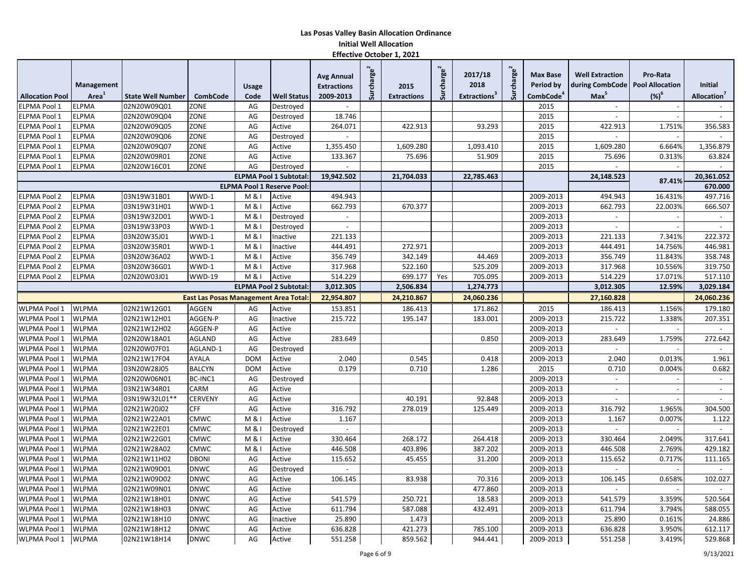# Las Posas Valley Basin Allocation Ordinance

## Initial Well Allocation

### Effective October 1, 2021

| Allocation Pool | Management Area[1] | State Well Number | CombCode | Usage Code | Well Status | Avg Annual Extractions 2009-2013 | Surcharge[2] | 2015 Extractions | Surcharge[2] | 2017/18 2018 Extractions[3] | Surcharge[2] | Max Base Period by CombCode[4] | Well Extraction during CombCode Max[5] | Pro-Rata Pool Allocation (%)[6] | Initial Allocation[7] |
|---|---|---|---|---|---|---|---|---|---|---|---|---|---|---|---|
| ELPMA Pool 1 | ELPMA | 02N20W09Q01 | ZONE | AG | Destroyed | - | | | | | | 2015 | - | - | - |
| ELPMA Pool 1 | ELPMA | 02N20W09Q04 | ZONE | AG | Destroyed | 18.746 | | | | | | 2015 | - | - | - |
| ELPMA Pool 1 | ELPMA | 02N20W09Q05 | ZONE | AG | Active | 264.071 | | 422.913 | | 93.293 | | 2015 | 422.913 | 1.751% | 356.583 |
| ELPMA Pool 1 | ELPMA | 02N20W09Q06 | ZONE | AG | Destroyed | - | | | | | | 2015 | - | - | - |
| ELPMA Pool 1 | ELPMA | 02N20W09Q07 | ZONE | AG | Active | 1,355.450 | | 1,609.280 | | 1,093.410 | | 2015 | 1,609.280 | 6.664% | 1,356.879 |
| ELPMA Pool 1 | ELPMA | 02N20W09R01 | ZONE | AG | Active | 133.367 | | 75.696 | | 51.909 | | 2015 | 75.696 | 0.313% | 63.824 |
| ELPMA Pool 1 | ELPMA | 02N20W16C01 | ZONE | AG | Destroyed | - | | | | | | 2015 | - | - | - |
| | | | | | **ELPMA Pool 1 Subtotal:** | **19,942.502** | | **21,704.033** | | **22,785.463** | | | **24,148.523** | **87.41%** | **20,361.052** |
| | | | | | **ELPMA Pool 1 Reserve Pool:** | | | | | | | | | | **670.000** |
| ELPMA Pool 2 | ELPMA | 03N19W31B01 | WWD-1 | M & I | Active | 494.943 | | | | | | 2009-2013 | 494.943 | 16.431% | 497.716 |
| ELPMA Pool 2 | ELPMA | 03N19W31H01 | WWD-1 | M & I | Active | 662.793 | | 670.377 | | | | 2009-2013 | 662.793 | 22.003% | 666.507 |
| ELPMA Pool 2 | ELPMA | 03N19W32D01 | WWD-1 | M & I | Destroyed | - | | | | | | 2009-2013 | - | - | - |
| ELPMA Pool 2 | ELPMA | 03N19W33P03 | WWD-1 | M & I | Destroyed | - | | | | | | 2009-2013 | - | - | - |
| ELPMA Pool 2 | ELPMA | 03N20W35J01 | WWD-1 | M & I | Inactive | 221.133 | | | | | | 2009-2013 | 221.133 | 7.341% | 222.372 |
| ELPMA Pool 2 | ELPMA | 03N20W35R01 | WWD-1 | M & I | Inactive | 444.491 | | 272.971 | | | | 2009-2013 | 444.491 | 14.756% | 446.981 |
| ELPMA Pool 2 | ELPMA | 03N20W36A02 | WWD-1 | M & I | Active | 356.749 | | 342.149 | | 44.469 | | 2009-2013 | 356.749 | 11.843% | 358.748 |
| ELPMA Pool 2 | ELPMA | 03N20W36G01 | WWD-1 | M & I | Active | 317.968 | | 522.160 | | 525.209 | | 2009-2013 | 317.968 | 10.556% | 319.750 |
| ELPMA Pool 2 | ELPMA | 02N20W03J01 | WWD-19 | M & I | Active | 514.229 | | 699.177 | Yes | 705.095 | | 2009-2013 | 514.229 | 17.071% | 517.110 |
| | | | | | **ELPMA Pool 2 Subtotal:** | **3,012.305** | | **2,506.834** | | **1,274.773** | | | **3,012.305** | **12.59%** | **3,029.184** |
| | | | | | **East Las Posas Management Area Total:** | **22,954.807** | | **24,210.867** | | **24,060.236** | | | **27,160.828** | | **24,060.236** |
| WLPMA Pool 1 | WLPMA | 02N21W12G01 | AGGEN | AG | Active | 153.851 | | 186.413 | | 171.862 | | 2015 | 186.413 | 1.156% | 179.180 |
| WLPMA Pool 1 | WLPMA | 02N21W12H01 | AGGEN-P | AG | Inactive | 215.722 | | 195.147 | | 183.001 | | 2009-2013 | 215.722 | 1.338% | 207.351 |
| WLPMA Pool 1 | WLPMA | 02N21W12H02 | AGGEN-P | AG | Active | | | | | | | 2009-2013 | - | - | - |
| WLPMA Pool 1 | WLPMA | 02N20W18A01 | AGLAND | AG | Active | 283.649 | | | | 0.850 | | 2009-2013 | 283.649 | 1.759% | 272.642 |
| WLPMA Pool 1 | WLPMA | 02N20W07F01 | AGLAND-1 | AG | Destroyed | | | | | | | 2009-2013 | - | - | - |
| WLPMA Pool 1 | WLPMA | 02N21W17F04 | AYALA | DOM | Active | 2.040 | | 0.545 | | 0.418 | | 2009-2013 | 2.040 | 0.013% | 1.961 |
| WLPMA Pool 1 | WLPMA | 03N20W28J05 | BALCYN | DOM | Active | 0.179 | | 0.710 | | 1.286 | | 2015 | 0.710 | 0.004% | 0.682 |
| WLPMA Pool 1 | WLPMA | 02N20W06N01 | BC-INC1 | AG | Destroyed | | | | | | | 2009-2013 | - | - | - |
| WLPMA Pool 1 | WLPMA | 03N21W34R01 | CARM | AG | Active | | | | | | | 2009-2013 | - | - | - |
| WLPMA Pool 1 | WLPMA | 03N19W32L01** | CERVENY | AG | Active | | | 40.191 | | 92.848 | | 2009-2013 | - | - | - |
| WLPMA Pool 1 | WLPMA | 02N21W20J02 | CFF | AG | Active | 316.792 | | 278.019 | | 125.449 | | 2009-2013 | 316.792 | 1.965% | 304.500 |
| WLPMA Pool 1 | WLPMA | 02N21W22A01 | CMWC | M & I | Active | 1.167 | | | | | | 2009-2013 | 1.167 | 0.007% | 1.122 |
| WLPMA Pool 1 | WLPMA | 02N21W22E01 | CMWC | M & I | Destroyed | - | | | | | | 2009-2013 | - | - | - |
| WLPMA Pool 1 | WLPMA | 02N21W22G01 | CMWC | M & I | Active | 330.464 | | 268.172 | | 264.418 | | 2009-2013 | 330.464 | 2.049% | 317.641 |
| WLPMA Pool 1 | WLPMA | 02N21W28A02 | CMWC | M & I | Active | 446.508 | | 403.896 | | 387.202 | | 2009-2013 | 446.508 | 2.769% | 429.182 |
| WLPMA Pool 1 | WLPMA | 02N21W11H02 | DBONI | AG | Active | 115.652 | | 45.455 | | 31.200 | | 2009-2013 | 115.652 | 0.717% | 111.165 |
| WLPMA Pool 1 | WLPMA | 02N21W09D01 | DNWC | AG | Destroyed | - | | | | | | 2009-2013 | - | - | - |
| WLPMA Pool 1 | WLPMA | 02N21W09D02 | DNWC | AG | Active | 106.145 | | 83.938 | | 70.316 | | 2009-2013 | 106.145 | 0.658% | 102.027 |
| WLPMA Pool 1 | WLPMA | 02N21W09N01 | DNWC | AG | Active | | | | | 477.860 | | 2009-2013 | - | - | - |
| WLPMA Pool 1 | WLPMA | 02N21W18H01 | DNWC | AG | Active | 541.579 | | 250.721 | | 18.583 | | 2009-2013 | 541.579 | 3.359% | 520.564 |
| WLPMA Pool 1 | WLPMA | 02N21W18H03 | DNWC | AG | Active | 611.794 | | 587.088 | | 432.491 | | 2009-2013 | 611.794 | 3.794% | 588.055 |
| WLPMA Pool 1 | WLPMA | 02N21W18H10 | DNWC | AG | Inactive | 25.890 | | 1.473 | | | | 2009-2013 | 25.890 | 0.161% | 24.886 |
| WLPMA Pool 1 | WLPMA | 02N21W18H12 | DNWC | AG | Active | 636.828 | | 421.273 | | 785.100 | | 2009-2013 | 636.828 | 3.950% | 612.117 |
| WLPMA Pool 1 | WLPMA | 02N21W18H14 | DNWC | AG | Active | 551.258 | | 859.562 | | 944.441 | | 2009-2013 | 551.258 | 3.419% | 529.868 |

9/13/2021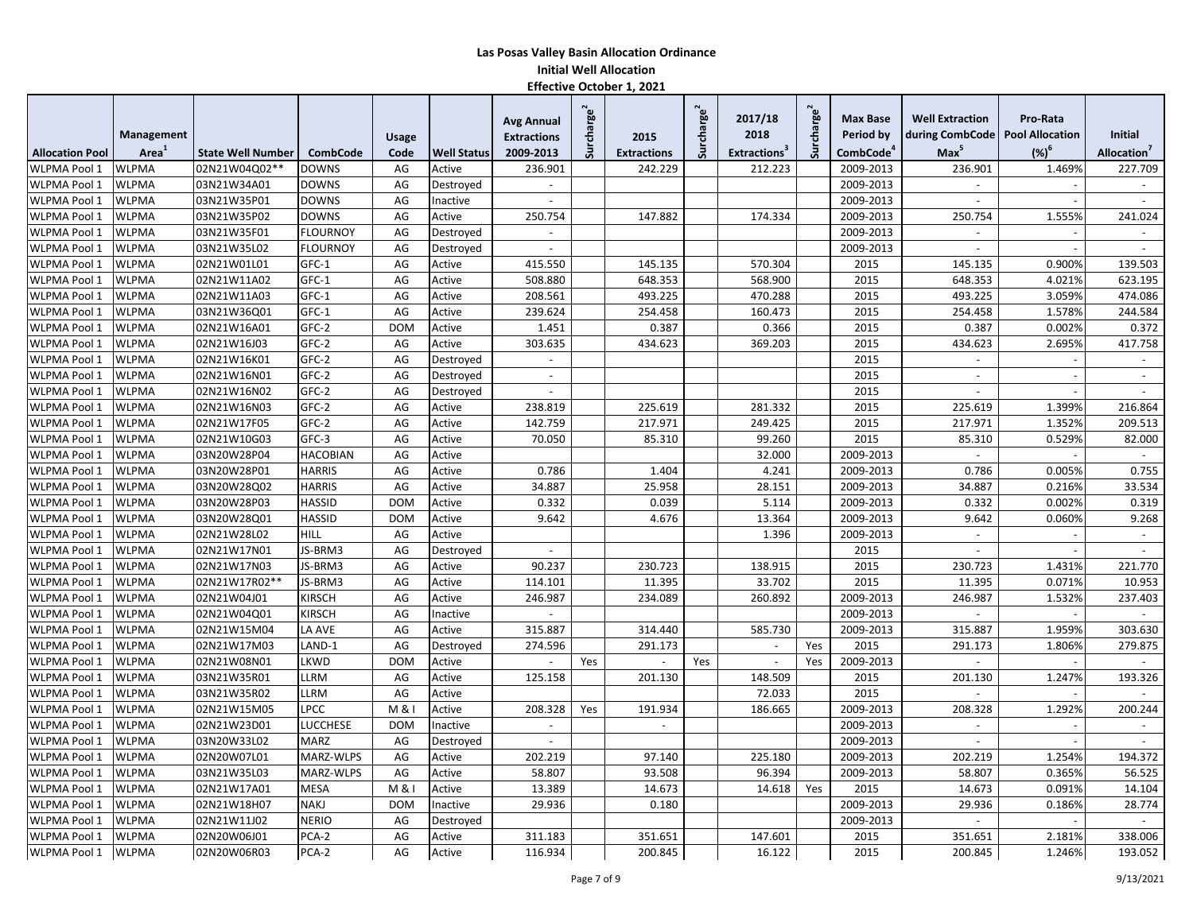# Las Posas Valley Basin Allocation Ordinance

## Initial Well Allocation

### Effective October 1, 2021

| Allocation Pool | Management Area[1] | State Well Number | CombCode | Usage Code | Well Status | Avg Annual Extractions 2009-2013 | Surcharge[2] | 2015 Extractions | Surcharge[2] | 2017/18 2018 Extractions[3] | Surcharge[2] | Max Base Period by CombCode[4] | Well Extraction during CombCode Max[5] | Pro-Rata Pool Allocation (%)[6] | Initial Allocation[7] |
|---|---|---|---|---|---|---|---|---|---|---|---|---|---|---|---|
| WLPMA Pool 1 | WLPMA | 02N21W04Q02** | DOWNS | AG | Active | 236.901 | | 242.229 | | 212.223 | | 2009-2013 | 236.901 | 1.469% | 227.709 |
| WLPMA Pool 1 | WLPMA | 03N21W34A01 | DOWNS | AG | Destroyed | - | | | | | | 2009-2013 | - | - | - |
| WLPMA Pool 1 | WLPMA | 03N21W35P01 | DOWNS | AG | Inactive | - | | | | | | 2009-2013 | - | - | - |
| WLPMA Pool 1 | WLPMA | 03N21W35P02 | DOWNS | AG | Active | 250.754 | | 147.882 | | 174.334 | | 2009-2013 | 250.754 | 1.555% | 241.024 |
| WLPMA Pool 1 | WLPMA | 03N21W35F01 | FLOURNOY | AG | Destroyed | - | | | | | | 2009-2013 | - | - | - |
| WLPMA Pool 1 | WLPMA | 03N21W35L02 | FLOURNOY | AG | Destroyed | - | | | | | | 2009-2013 | - | - | - |
| WLPMA Pool 1 | WLPMA | 02N21W01L01 | GFC-1 | AG | Active | 415.550 | | 145.135 | | 570.304 | | 2015 | 145.135 | 0.900% | 139.503 |
| WLPMA Pool 1 | WLPMA | 02N21W11A02 | GFC-1 | AG | Active | 508.880 | | 648.353 | | 568.900 | | 2015 | 648.353 | 4.021% | 623.195 |
| WLPMA Pool 1 | WLPMA | 02N21W11A03 | GFC-1 | AG | Active | 208.561 | | 493.225 | | 470.288 | | 2015 | 493.225 | 3.059% | 474.086 |
| WLPMA Pool 1 | WLPMA | 03N21W36Q01 | GFC-1 | AG | Active | 239.624 | | 254.458 | | 160.473 | | 2015 | 254.458 | 1.578% | 244.584 |
| WLPMA Pool 1 | WLPMA | 02N21W16A01 | GFC-2 | DOM | Active | 1.451 | | 0.387 | | 0.366 | | 2015 | 0.387 | 0.002% | 0.372 |
| WLPMA Pool 1 | WLPMA | 02N21W16J03 | GFC-2 | AG | Active | 303.635 | | 434.623 | | 369.203 | | 2015 | 434.623 | 2.695% | 417.758 |
| WLPMA Pool 1 | WLPMA | 02N21W16K01 | GFC-2 | AG | Destroyed | - | | | | | | 2015 | - | - | - |
| WLPMA Pool 1 | WLPMA | 02N21W16N01 | GFC-2 | AG | Destroyed | - | | | | | | 2015 | - | - | - |
| WLPMA Pool 1 | WLPMA | 02N21W16N02 | GFC-2 | AG | Destroyed | - | | | | | | 2015 | - | - | - |
| WLPMA Pool 1 | WLPMA | 02N21W16N03 | GFC-2 | AG | Active | 238.819 | | 225.619 | | 281.332 | | 2015 | 225.619 | 1.399% | 216.864 |
| WLPMA Pool 1 | WLPMA | 02N21W17F05 | GFC-2 | AG | Active | 142.759 | | 217.971 | | 249.425 | | 2015 | 217.971 | 1.352% | 209.513 |
| WLPMA Pool 1 | WLPMA | 02N21W10G03 | GFC-3 | AG | Active | 70.050 | | 85.310 | | 99.260 | | 2015 | 85.310 | 0.529% | 82.000 |
| WLPMA Pool 1 | WLPMA | 03N20W28P04 | HACOBIAN | AG | Active | | | | | 32.000 | | 2009-2013 | - | - | - |
| WLPMA Pool 1 | WLPMA | 03N20W28P01 | HARRIS | AG | Active | 0.786 | | 1.404 | | 4.241 | | 2009-2013 | 0.786 | 0.005% | 0.755 |
| WLPMA Pool 1 | WLPMA | 03N20W28Q02 | HARRIS | AG | Active | 34.887 | | 25.958 | | 28.151 | | 2009-2013 | 34.887 | 0.216% | 33.534 |
| WLPMA Pool 1 | WLPMA | 03N20W28P03 | HASSID | DOM | Active | 0.332 | | 0.039 | | 5.114 | | 2009-2013 | 0.332 | 0.002% | 0.319 |
| WLPMA Pool 1 | WLPMA | 03N20W28Q01 | HASSID | DOM | Active | 9.642 | | 4.676 | | 13.364 | | 2009-2013 | 9.642 | 0.060% | 9.268 |
| WLPMA Pool 1 | WLPMA | 02N21W28L02 | HILL | AG | Active | | | | | 1.396 | | 2009-2013 | - | - | - |
| WLPMA Pool 1 | WLPMA | 02N21W17N01 | JS-BRM3 | AG | Destroyed | - | | | | | | 2015 | - | - | - |
| WLPMA Pool 1 | WLPMA | 02N21W17N03 | JS-BRM3 | AG | Active | 90.237 | | 230.723 | | 138.915 | | 2015 | 230.723 | 1.431% | 221.770 |
| WLPMA Pool 1 | WLPMA | 02N21W17R02** | JS-BRM3 | AG | Active | 114.101 | | 11.395 | | 33.702 | | 2015 | 11.395 | 0.071% | 10.953 |
| WLPMA Pool 1 | WLPMA | 02N21W04J01 | KIRSCH | AG | Active | 246.987 | | 234.089 | | 260.892 | | 2009-2013 | 246.987 | 1.532% | 237.403 |
| WLPMA Pool 1 | WLPMA | 02N21W04Q01 | KIRSCH | AG | Inactive | - | | | | | | 2009-2013 | - | - | - |
| WLPMA Pool 1 | WLPMA | 02N21W15M04 | LA AVE | AG | Active | 315.887 | | 314.440 | | 585.730 | | 2009-2013 | 315.887 | 1.959% | 303.630 |
| WLPMA Pool 1 | WLPMA | 02N21W17M03 | LAND-1 | AG | Destroyed | 274.596 | | 291.173 | | - | Yes | 2015 | 291.173 | 1.806% | 279.875 |
| WLPMA Pool 1 | WLPMA | 02N21W08N01 | LKWD | DOM | Active | - | Yes | - | Yes | - | Yes | 2009-2013 | - | - | - |
| WLPMA Pool 1 | WLPMA | 03N21W35R01 | LLRM | AG | Active | 125.158 | | 201.130 | | 148.509 | | 2015 | 201.130 | 1.247% | 193.326 |
| WLPMA Pool 1 | WLPMA | 03N21W35R02 | LLRM | AG | Active | | | | | 72.033 | | 2015 | - | - | - |
| WLPMA Pool 1 | WLPMA | 02N21W15M05 | LPCC | M & I | Active | 208.328 | Yes | 191.934 | | 186.665 | | 2009-2013 | 208.328 | 1.292% | 200.244 |
| WLPMA Pool 1 | WLPMA | 02N21W23D01 | LUCCHESE | DOM | Inactive | - | | - | | | | 2009-2013 | - | - | - |
| WLPMA Pool 1 | WLPMA | 03N20W33L02 | MARZ | AG | Destroyed | - | | | | | | 2009-2013 | - | - | - |
| WLPMA Pool 1 | WLPMA | 02N20W07L01 | MARZ-WLPS | AG | Active | 202.219 | | 97.140 | | 225.180 | | 2009-2013 | 202.219 | 1.254% | 194.372 |
| WLPMA Pool 1 | WLPMA | 03N21W35L03 | MARZ-WLPS | AG | Active | 58.807 | | 93.508 | | 96.394 | | 2009-2013 | 58.807 | 0.365% | 56.525 |
| WLPMA Pool 1 | WLPMA | 02N21W17A01 | MESA | M & I | Active | 13.389 | | 14.673 | | 14.618 | Yes | 2015 | 14.673 | 0.091% | 14.104 |
| WLPMA Pool 1 | WLPMA | 02N21W18H07 | NAKJ | DOM | Inactive | 29.936 | | 0.180 | | | | 2009-2013 | 29.936 | 0.186% | 28.774 |
| WLPMA Pool 1 | WLPMA | 02N21W11J02 | NERIO | AG | Destroyed | | | | | | | 2009-2013 | - | - | - |
| WLPMA Pool 1 | WLPMA | 02N20W06J01 | PCA-2 | AG | Active | 311.183 | | 351.651 | | 147.601 | | 2015 | 351.651 | 2.181% | 338.006 |
| WLPMA Pool 1 | WLPMA | 02N20W06R03 | PCA-2 | AG | Active | 116.934 | | 200.845 | | 16.122 | | 2015 | 200.845 | 1.246% | 193.052 |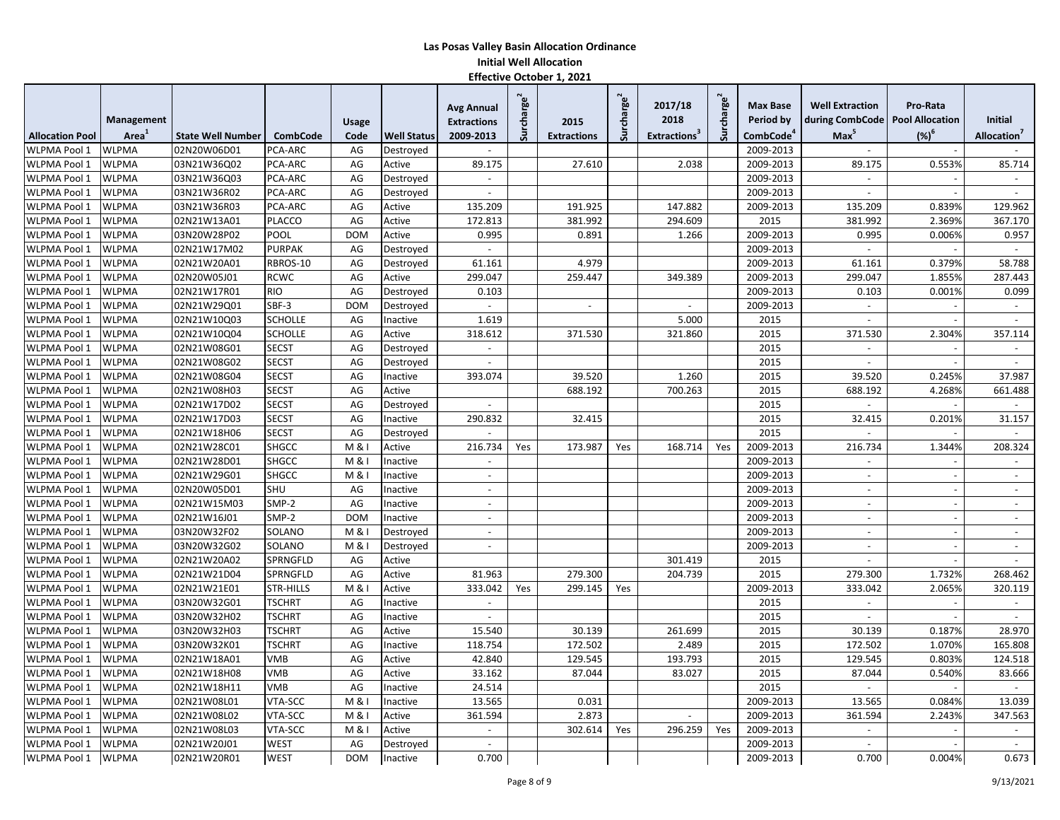# Las Posas Valley Basin Allocation Ordinance

## Initial Well Allocation

### Effective October 1, 2021

| Allocation Pool | Management Area[1] | State Well Number | CombCode | Usage Code | Well Status | Avg Annual Extractions 2009-2013 | Surcharge[2] | 2015 Extractions | Surcharge[2] | 2017/18 2018 Extractions[3] | Surcharge[2] | Max Base Period by CombCode[4] | Well Extraction during CombCode Max[5] | Pro-Rata Pool Allocation (%)[6] | Initial Allocation[7] |
|---|---|---|---|---|---|---|---|---|---|---|---|---|---|---|---|
| WLPMA Pool 1 | WLPMA | 02N20W06D01 | PCA-ARC | AG | Destroyed | - | | | | | | 2009-2013 | - | - | - |
| WLPMA Pool 1 | WLPMA | 03N21W36Q02 | PCA-ARC | AG | Active | 89.175 | | 27.610 | | 2.038 | | 2009-2013 | 89.175 | 0.553% | 85.714 |
| WLPMA Pool 1 | WLPMA | 03N21W36Q03 | PCA-ARC | AG | Destroyed | - | | | | | | 2009-2013 | - | - | - |
| WLPMA Pool 1 | WLPMA | 03N21W36R02 | PCA-ARC | AG | Destroyed | - | | | | | | 2009-2013 | - | - | - |
| WLPMA Pool 1 | WLPMA | 03N21W36R03 | PCA-ARC | AG | Active | 135.209 | | 191.925 | | 147.882 | | 2009-2013 | 135.209 | 0.839% | 129.962 |
| WLPMA Pool 1 | WLPMA | 02N21W13A01 | PLACCO | AG | Active | 172.813 | | 381.992 | | 294.609 | | 2015 | 381.992 | 2.369% | 367.170 |
| WLPMA Pool 1 | WLPMA | 03N20W28P02 | POOL | DOM | Active | 0.995 | | 0.891 | | 1.266 | | 2009-2013 | 0.995 | 0.006% | 0.957 |
| WLPMA Pool 1 | WLPMA | 02N21W17M02 | PURPAK | AG | Destroyed | - | | | | | | 2009-2013 | - | - | - |
| WLPMA Pool 1 | WLPMA | 02N21W20A01 | RBROS-10 | AG | Destroyed | 61.161 | | 4.979 | | | | 2009-2013 | 61.161 | 0.379% | 58.788 |
| WLPMA Pool 1 | WLPMA | 02N20W05J01 | RCWC | AG | Active | 299.047 | | 259.447 | | 349.389 | | 2009-2013 | 299.047 | 1.855% | 287.443 |
| WLPMA Pool 1 | WLPMA | 02N21W17R01 | RIO | AG | Destroyed | 0.103 | | | | | | 2009-2013 | 0.103 | 0.001% | 0.099 |
| WLPMA Pool 1 | WLPMA | 02N21W29Q01 | SBF-3 | DOM | Destroyed | - | | - | | - | | 2009-2013 | - | - | - |
| WLPMA Pool 1 | WLPMA | 02N21W10Q03 | SCHOLLE | AG | Inactive | 1.619 | | | | 5.000 | | 2015 | - | - | - |
| WLPMA Pool 1 | WLPMA | 02N21W10Q04 | SCHOLLE | AG | Active | 318.612 | | 371.530 | | 321.860 | | 2015 | 371.530 | 2.304% | 357.114 |
| WLPMA Pool 1 | WLPMA | 02N21W08G01 | SECST | AG | Destroyed | - | | | | | | 2015 | - | - | - |
| WLPMA Pool 1 | WLPMA | 02N21W08G02 | SECST | AG | Destroyed | - | | | | | | 2015 | - | - | - |
| WLPMA Pool 1 | WLPMA | 02N21W08G04 | SECST | AG | Inactive | 393.074 | | 39.520 | | 1.260 | | 2015 | 39.520 | 0.245% | 37.987 |
| WLPMA Pool 1 | WLPMA | 02N21W08H03 | SECST | AG | Active | | | 688.192 | | 700.263 | | 2015 | 688.192 | 4.268% | 661.488 |
| WLPMA Pool 1 | WLPMA | 02N21W17D02 | SECST | AG | Destroyed | - | | | | | | 2015 | - | - | - |
| WLPMA Pool 1 | WLPMA | 02N21W17D03 | SECST | AG | Inactive | 290.832 | | 32.415 | | | | 2015 | 32.415 | 0.201% | 31.157 |
| WLPMA Pool 1 | WLPMA | 02N21W18H06 | SECST | AG | Destroyed | - | | | | | | 2015 | - | - | - |
| WLPMA Pool 1 | WLPMA | 02N21W28C01 | SHGCC | M & I | Active | 216.734 | Yes | 173.987 | Yes | 168.714 | Yes | 2009-2013 | 216.734 | 1.344% | 208.324 |
| WLPMA Pool 1 | WLPMA | 02N21W28D01 | SHGCC | M & I | Inactive | - | | | | | | 2009-2013 | - | - | - |
| WLPMA Pool 1 | WLPMA | 02N21W29G01 | SHGCC | M & I | Inactive | - | | | | | | 2009-2013 | - | - | - |
| WLPMA Pool 1 | WLPMA | 02N20W05D01 | SHU | AG | Inactive | - | | | | | | 2009-2013 | - | - | - |
| WLPMA Pool 1 | WLPMA | 02N21W15M03 | SMP-2 | AG | Inactive | - | | | | | | 2009-2013 | - | - | - |
| WLPMA Pool 1 | WLPMA | 02N21W16J01 | SMP-2 | DOM | Inactive | - | | | | | | 2009-2013 | - | - | - |
| WLPMA Pool 1 | WLPMA | 03N20W32F02 | SOLANO | M & I | Destroyed | - | | | | | | 2009-2013 | - | - | - |
| WLPMA Pool 1 | WLPMA | 03N20W32G02 | SOLANO | M & I | Destroyed | - | | | | | | 2009-2013 | - | - | - |
| WLPMA Pool 1 | WLPMA | 02N21W20A02 | SPRNGFLD | AG | Active | | | | | 301.419 | | 2015 | - | - | - |
| WLPMA Pool 1 | WLPMA | 02N21W21D04 | SPRNGFLD | AG | Active | 81.963 | | 279.300 | | 204.739 | | 2015 | 279.300 | 1.732% | 268.462 |
| WLPMA Pool 1 | WLPMA | 02N21W21E01 | STR-HILLS | M & I | Active | 333.042 | Yes | 299.145 | Yes | | | 2009-2013 | 333.042 | 2.065% | 320.119 |
| WLPMA Pool 1 | WLPMA | 03N20W32G01 | TSCHRT | AG | Inactive | - | | | | | | 2015 | - | - | - |
| WLPMA Pool 1 | WLPMA | 03N20W32H02 | TSCHRT | AG | Inactive | - | | | | | | 2015 | - | - | - |
| WLPMA Pool 1 | WLPMA | 03N20W32H03 | TSCHRT | AG | Active | 15.540 | | 30.139 | | 261.699 | | 2015 | 30.139 | 0.187% | 28.970 |
| WLPMA Pool 1 | WLPMA | 03N20W32K01 | TSCHRT | AG | Inactive | 118.754 | | 172.502 | | 2.489 | | 2015 | 172.502 | 1.070% | 165.808 |
| WLPMA Pool 1 | WLPMA | 02N21W18A01 | VMB | AG | Active | 42.840 | | 129.545 | | 193.793 | | 2015 | 129.545 | 0.803% | 124.518 |
| WLPMA Pool 1 | WLPMA | 02N21W18H08 | VMB | AG | Active | 33.162 | | 87.044 | | 83.027 | | 2015 | 87.044 | 0.540% | 83.666 |
| WLPMA Pool 1 | WLPMA | 02N21W18H11 | VMB | AG | Inactive | 24.514 | | | | | | 2015 | - | - | - |
| WLPMA Pool 1 | WLPMA | 02N21W08L01 | VTA-SCC | M & I | Inactive | 13.565 | | 0.031 | | | | 2009-2013 | 13.565 | 0.084% | 13.039 |
| WLPMA Pool 1 | WLPMA | 02N21W08L02 | VTA-SCC | M & I | Active | 361.594 | | 2.873 | | - | | 2009-2013 | 361.594 | 2.243% | 347.563 |
| WLPMA Pool 1 | WLPMA | 02N21W08L03 | VTA-SCC | M & I | Active | - | | 302.614 | Yes | 296.259 | Yes | 2009-2013 | - | - | - |
| WLPMA Pool 1 | WLPMA | 02N21W20J01 | WEST | AG | Destroyed | - | | | | | | 2009-2013 | - | - | - |
| WLPMA Pool 1 | WLPMA | 02N21W20R01 | WEST | DOM | Inactive | 0.700 | | | | | | 2009-2013 | 0.700 | 0.004% | 0.673 |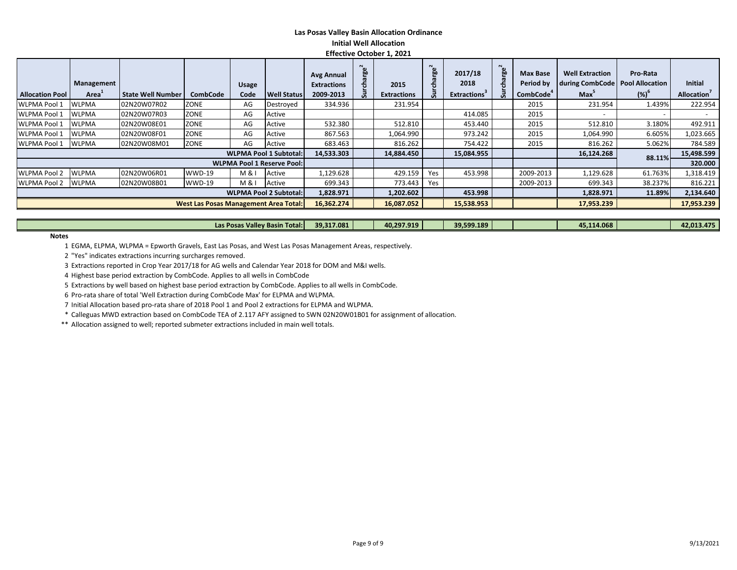**Las Posas Valley Basin Allocation Ordinance**
**Initial Well Allocation**
**Effective October 1, 2021**

| Allocation Pool | Management Area[1] | State Well Number | CombCode | Usage Code | Well Status | Avg Annual Extractions 2009-2013 | Surcharge[2] | 2015 Extractions | Surcharge[2] | 2017/18 2018 Extractions[3] | Surcharge[2] | Max Base Period by CombCode[4] | Well Extraction during CombCode Max[5] | Pro-Rata Pool Allocation (%)[6] | Initial Allocation[7] |
|---|---|---|---|---|---|---|---|---|---|---|---|---|---|---|---|
| WLPMA Pool 1 | WLPMA | 02N20W07R02 | ZONE | AG | Destroyed | 334.936 | | 231.954 | | | | 2015 | 231.954 | 1.439% | 222.954 |
| WLPMA Pool 1 | WLPMA | 02N20W07R03 | ZONE | AG | Active | | | | | 414.085 | | 2015 | - | - | - |
| WLPMA Pool 1 | WLPMA | 02N20W08E01 | ZONE | AG | Active | 532.380 | | 512.810 | | 453.440 | | 2015 | 512.810 | 3.180% | 492.911 |
| WLPMA Pool 1 | WLPMA | 02N20W08F01 | ZONE | AG | Active | 867.563 | | 1,064.990 | | 973.242 | | 2015 | 1,064.990 | 6.605% | 1,023.665 |
| WLPMA Pool 1 | WLPMA | 02N20W08M01 | ZONE | AG | Active | 683.463 | | 816.262 | | 754.422 | | 2015 | 816.262 | 5.062% | 784.589 |
| **WLPMA Pool 1 Subtotal:** | | | | | | **14,533.303** | | **14,884.450** | | **15,084.955** | | | **16,124.268** | **88.11%** | **15,498.599** |
| **WLPMA Pool 1 Reserve Pool:** | | | | | | | | | | | | | | | **320.000** |
| WLPMA Pool 2 | WLPMA | 02N20W06R01 | WWD-19 | M & I | Active | 1,129.628 | | 429.159 | Yes | 453.998 | | 2009-2013 | 1,129.628 | 61.763% | 1,318.419 |
| WLPMA Pool 2 | WLPMA | 02N20W08B01 | WWD-19 | M & I | Active | 699.343 | | 773.443 | Yes | | | 2009-2013 | 699.343 | 38.237% | 816.221 |
| **WLPMA Pool 2 Subtotal:** | | | | | | **1,828.971** | | **1,202.602** | | **453.998** | | | **1,828.971** | **11.89%** | **2,134.640** |
| **West Las Posas Management Area Total:** | | | | | | **16,362.274** | | **16,087.052** | | **15,538.953** | | | **17,953.239** | | **17,953.239** |
| **Las Posas Valley Basin Total:** | | | | | | **39,317.081** | | **40,297.919** | | **39,599.189** | | | **45,114.068** | | **42,013.475** |

**Notes**

1 EGMA, ELPMA, WLPMA = Epworth Gravels, East Las Posas, and West Las Posas Management Areas, respectively.
2 "Yes" indicates extractions incurring surcharges removed.
3 Extractions reported in Crop Year 2017/18 for AG wells and Calendar Year 2018 for DOM and M&I wells.
4 Highest base period extraction by CombCode. Applies to all wells in CombCode
5 Extractions by well based on highest base period extraction by CombCode. Applies to all wells in CombCode.
6 Pro-rata share of total 'Well Extraction during CombCode Max' for ELPMA and WLPMA.
7 Initial Allocation based pro-rata share of 2018 Pool 1 and Pool 2 extractions for ELPMA and WLPMA.
\* Calleguas MWD extraction based on CombCode TEA of 2.117 AFY assigned to SWN 02N20W01B01 for assignment of allocation.
\*\* Allocation assigned to well; reported submeter extractions included in main well totals.

9/13/2021